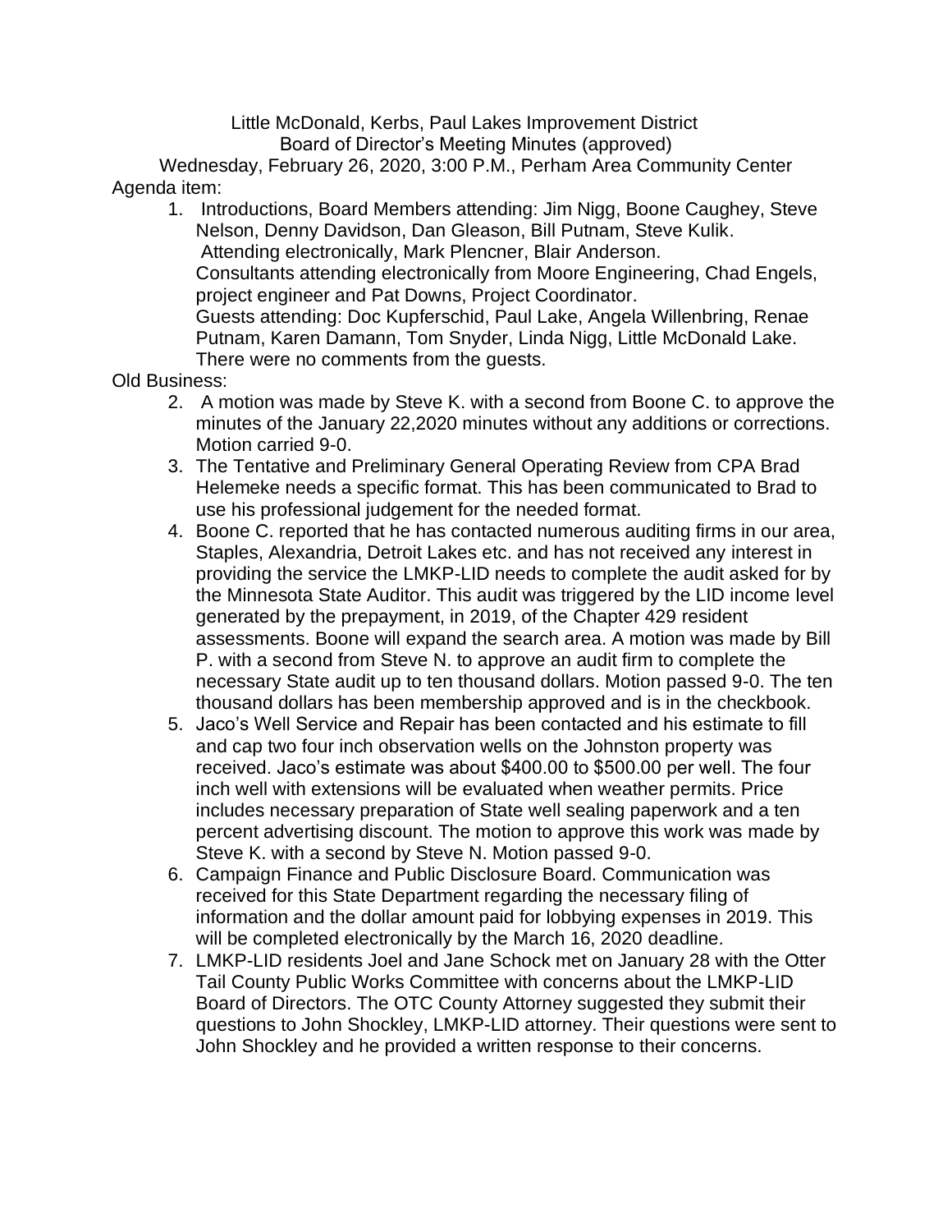Little McDonald, Kerbs, Paul Lakes Improvement District
Board of Director's Meeting Minutes (approved)
Wednesday, February 26, 2020, 3:00 P.M., Perham Area Community Center

Agenda item:

1. Introductions, Board Members attending: Jim Nigg, Boone Caughey, Steve Nelson, Denny Davidson, Dan Gleason, Bill Putnam, Steve Kulik.
   Attending electronically, Mark Plencner, Blair Anderson.
   Consultants attending electronically from Moore Engineering, Chad Engels, project engineer and Pat Downs, Project Coordinator.
   Guests attending: Doc Kupferschid, Paul Lake, Angela Willenbring, Renae Putnam, Karen Damann, Tom Snyder, Linda Nigg, Little McDonald Lake.
   There were no comments from the guests.

Old Business:

2. A motion was made by Steve K. with a second from Boone C. to approve the minutes of the January 22,2020 minutes without any additions or corrections. Motion carried 9-0.
3. The Tentative and Preliminary General Operating Review from CPA Brad Helemeke needs a specific format. This has been communicated to Brad to use his professional judgement for the needed format.
4. Boone C. reported that he has contacted numerous auditing firms in our area, Staples, Alexandria, Detroit Lakes etc. and has not received any interest in providing the service the LMKP-LID needs to complete the audit asked for by the Minnesota State Auditor. This audit was triggered by the LID income level generated by the prepayment, in 2019, of the Chapter 429 resident assessments. Boone will expand the search area. A motion was made by Bill P. with a second from Steve N. to approve an audit firm to complete the necessary State audit up to ten thousand dollars. Motion passed 9-0. The ten thousand dollars has been membership approved and is in the checkbook.
5. Jaco's Well Service and Repair has been contacted and his estimate to fill and cap two four inch observation wells on the Johnston property was received. Jaco's estimate was about $400.00 to $500.00 per well. The four inch well with extensions will be evaluated when weather permits. Price includes necessary preparation of State well sealing paperwork and a ten percent advertising discount. The motion to approve this work was made by Steve K. with a second by Steve N. Motion passed 9-0.
6. Campaign Finance and Public Disclosure Board. Communication was received for this State Department regarding the necessary filing of information and the dollar amount paid for lobbying expenses in 2019. This will be completed electronically by the March 16, 2020 deadline.
7. LMKP-LID residents Joel and Jane Schock met on January 28 with the Otter Tail County Public Works Committee with concerns about the LMKP-LID Board of Directors. The OTC County Attorney suggested they submit their questions to John Shockley, LMKP-LID attorney. Their questions were sent to John Shockley and he provided a written response to their concerns.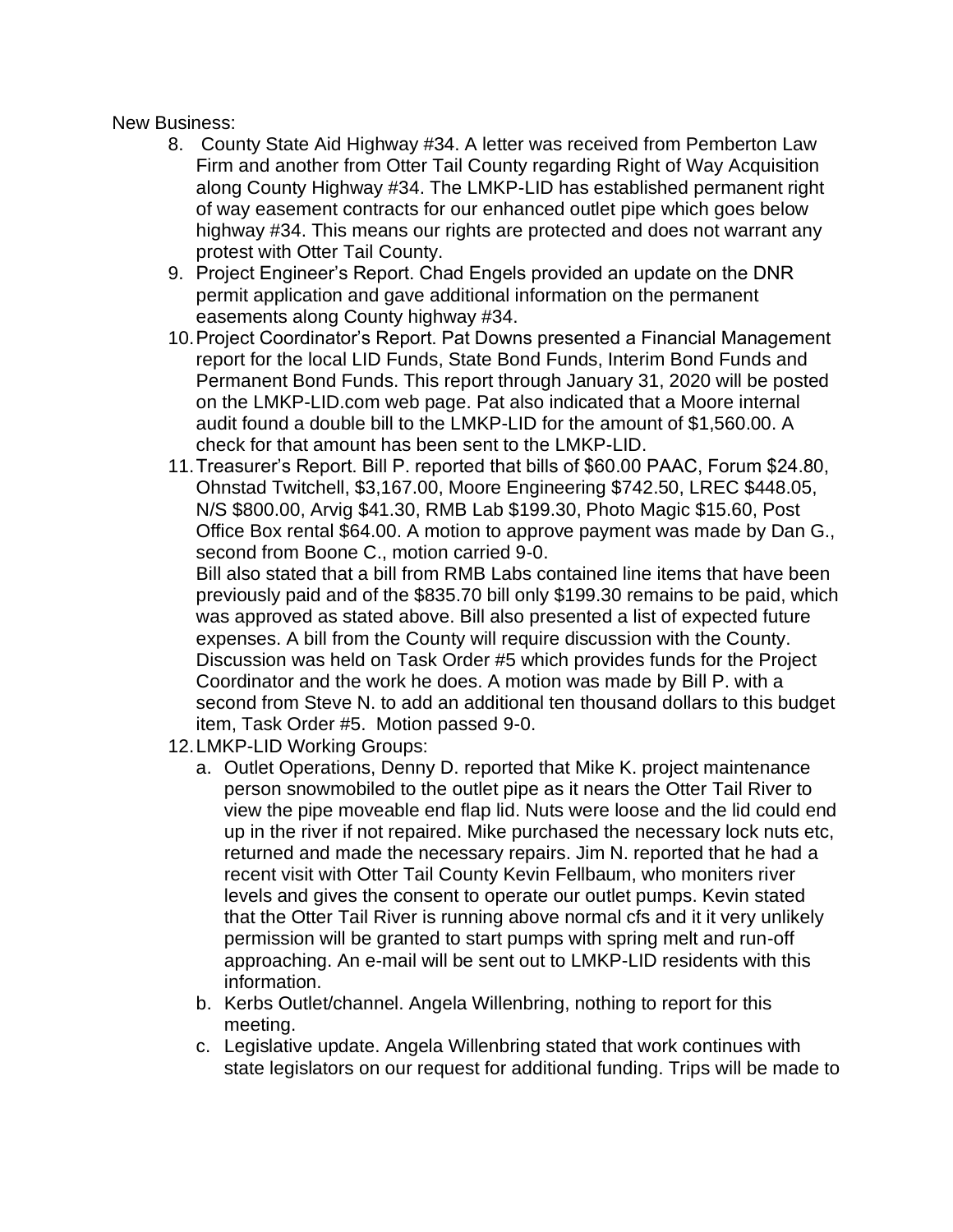New Business:

8. County State Aid Highway #34. A letter was received from Pemberton Law Firm and another from Otter Tail County regarding Right of Way Acquisition along County Highway #34. The LMKP-LID has established permanent right of way easement contracts for our enhanced outlet pipe which goes below highway #34. This means our rights are protected and does not warrant any protest with Otter Tail County.
9. Project Engineer's Report. Chad Engels provided an update on the DNR permit application and gave additional information on the permanent easements along County highway #34.
10. Project Coordinator's Report. Pat Downs presented a Financial Management report for the local LID Funds, State Bond Funds, Interim Bond Funds and Permanent Bond Funds. This report through January 31, 2020 will be posted on the LMKP-LID.com web page. Pat also indicated that a Moore internal audit found a double bill to the LMKP-LID for the amount of $1,560.00. A check for that amount has been sent to the LMKP-LID.
11. Treasurer's Report. Bill P. reported that bills of $60.00 PAAC, Forum $24.80, Ohnstad Twitchell, $3,167.00, Moore Engineering $742.50, LREC $448.05, N/S $800.00, Arvig $41.30, RMB Lab $199.30, Photo Magic $15.60, Post Office Box rental $64.00. A motion to approve payment was made by Dan G., second from Boone C., motion carried 9-0.
    Bill also stated that a bill from RMB Labs contained line items that have been previously paid and of the $835.70 bill only $199.30 remains to be paid, which was approved as stated above. Bill also presented a list of expected future expenses. A bill from the County will require discussion with the County. Discussion was held on Task Order #5 which provides funds for the Project Coordinator and the work he does. A motion was made by Bill P. with a second from Steve N. to add an additional ten thousand dollars to this budget item, Task Order #5. Motion passed 9-0.
12. LMKP-LID Working Groups:
    a. Outlet Operations, Denny D. reported that Mike K. project maintenance person snowmobiled to the outlet pipe as it nears the Otter Tail River to view the pipe moveable end flap lid. Nuts were loose and the lid could end up in the river if not repaired. Mike purchased the necessary lock nuts etc, returned and made the necessary repairs. Jim N. reported that he had a recent visit with Otter Tail County Kevin Fellbaum, who moniters river levels and gives the consent to operate our outlet pumps. Kevin stated that the Otter Tail River is running above normal cfs and it it very unlikely permission will be granted to start pumps with spring melt and run-off approaching. An e-mail will be sent out to LMKP-LID residents with this information.
    b. Kerbs Outlet/channel. Angela Willenbring, nothing to report for this meeting.
    c. Legislative update. Angela Willenbring stated that work continues with state legislators on our request for additional funding. Trips will be made to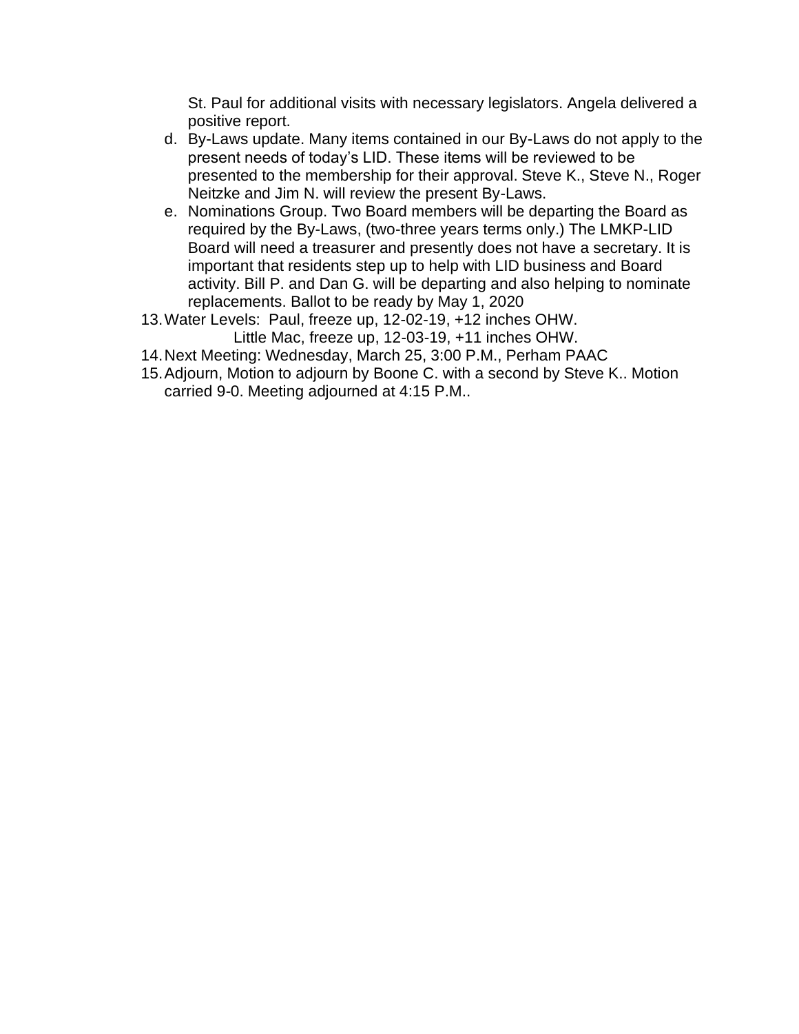St. Paul for additional visits with necessary legislators. Angela delivered a positive report.

d. By-Laws update. Many items contained in our By-Laws do not apply to the present needs of today's LID. These items will be reviewed to be presented to the membership for their approval. Steve K., Steve N., Roger Neitzke and Jim N. will review the present By-Laws.

e. Nominations Group. Two Board members will be departing the Board as required by the By-Laws, (two-three years terms only.) The LMKP-LID Board will need a treasurer and presently does not have a secretary. It is important that residents step up to help with LID business and Board activity. Bill P. and Dan G. will be departing and also helping to nominate replacements. Ballot to be ready by May 1, 2020

13. Water Levels: Paul, freeze up, 12-02-19, +12 inches OHW.
    Little Mac, freeze up, 12-03-19, +11 inches OHW.
14. Next Meeting: Wednesday, March 25, 3:00 P.M., Perham PAAC
15. Adjourn, Motion to adjourn by Boone C. with a second by Steve K.. Motion carried 9-0. Meeting adjourned at 4:15 P.M..